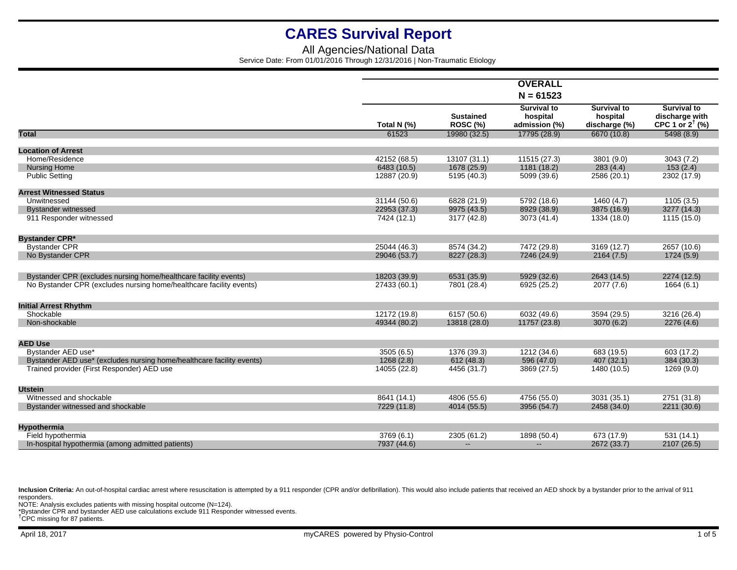# CARES Survival Report

All Agencies/National Data

Service Date: From 01/01/2016 Through 12/31/2016 | Non-Traumatic Etiology

| | OVERALL N = 61523 | | | | |
|---|---|---|---|---|---|
| | Total N (%) | Sustained ROSC (%) | Survival to hospital admission (%) | Survival to hospital discharge (%) | Survival to discharge with CPC 1 or 2[†] (%) |
| **Total** | 61523 | 19980 (32.5) | 17795 (28.9) | 6670 (10.8) | 5498 (8.9) |
| **Location of Arrest** | | | | | |
| Home/Residence | 42152 (68.5) | 13107 (31.1) | 11515 (27.3) | 3801 (9.0) | 3043 (7.2) |
| Nursing Home | 6483 (10.5) | 1678 (25.9) | 1181 (18.2) | 283 (4.4) | 153 (2.4) |
| Public Setting | 12887 (20.9) | 5195 (40.3) | 5099 (39.6) | 2586 (20.1) | 2302 (17.9) |
| **Arrest Witnessed Status** | | | | | |
| Unwitnessed | 31144 (50.6) | 6828 (21.9) | 5792 (18.6) | 1460 (4.7) | 1105 (3.5) |
| Bystander witnessed | 22953 (37.3) | 9975 (43.5) | 8929 (38.9) | 3875 (16.9) | 3277 (14.3) |
| 911 Responder witnessed | 7424 (12.1) | 3177 (42.8) | 3073 (41.4) | 1334 (18.0) | 1115 (15.0) |
| **Bystander CPR*** | | | | | |
| Bystander CPR | 25044 (46.3) | 8574 (34.2) | 7472 (29.8) | 3169 (12.7) | 2657 (10.6) |
| No Bystander CPR | 29046 (53.7) | 8227 (28.3) | 7246 (24.9) | 2164 (7.5) | 1724 (5.9) |
| Bystander CPR (excludes nursing home/healthcare facility events) | 18203 (39.9) | 6531 (35.9) | 5929 (32.6) | 2643 (14.5) | 2274 (12.5) |
| No Bystander CPR (excludes nursing home/healthcare facility events) | 27433 (60.1) | 7801 (28.4) | 6925 (25.2) | 2077 (7.6) | 1664 (6.1) |
| **Initial Arrest Rhythm** | | | | | |
| Shockable | 12172 (19.8) | 6157 (50.6) | 6032 (49.6) | 3594 (29.5) | 3216 (26.4) |
| Non-shockable | 49344 (80.2) | 13818 (28.0) | 11757 (23.8) | 3070 (6.2) | 2276 (4.6) |
| **AED Use** | | | | | |
| Bystander AED use* | 3505 (6.5) | 1376 (39.3) | 1212 (34.6) | 683 (19.5) | 603 (17.2) |
| Bystander AED use* (excludes nursing home/healthcare facility events) | 1268 (2.8) | 612 (48.3) | 596 (47.0) | 407 (32.1) | 384 (30.3) |
| Trained provider (First Responder) AED use | 14055 (22.8) | 4456 (31.7) | 3869 (27.5) | 1480 (10.5) | 1269 (9.0) |
| **Utstein** | | | | | |
| Witnessed and shockable | 8641 (14.1) | 4806 (55.6) | 4756 (55.0) | 3031 (35.1) | 2751 (31.8) |
| Bystander witnessed and shockable | 7229 (11.8) | 4014 (55.5) | 3956 (54.7) | 2458 (34.0) | 2211 (30.6) |
| **Hypothermia** | | | | | |
| Field hypothermia | 3769 (6.1) | 2305 (61.2) | 1898 (50.4) | 673 (17.9) | 531 (14.1) |
| In-hospital hypothermia (among admitted patients) | 7937 (44.6) | -- | -- | 2672 (33.7) | 2107 (26.5) |

**Inclusion Criteria:** An out-of-hospital cardiac arrest where resuscitation is attempted by a 911 responder (CPR and/or defibrillation). This would also include patients that received an AED shock by a bystander prior to the arrival of 911 responders.

NOTE: Analysis excludes patients with missing hospital outcome (N=124).

*Bystander CPR and bystander AED use calculations exclude 911 Responder witnessed events.

[†]CPC missing for 87 patients.

April 18, 2017 | myCARES powered by Physio-Control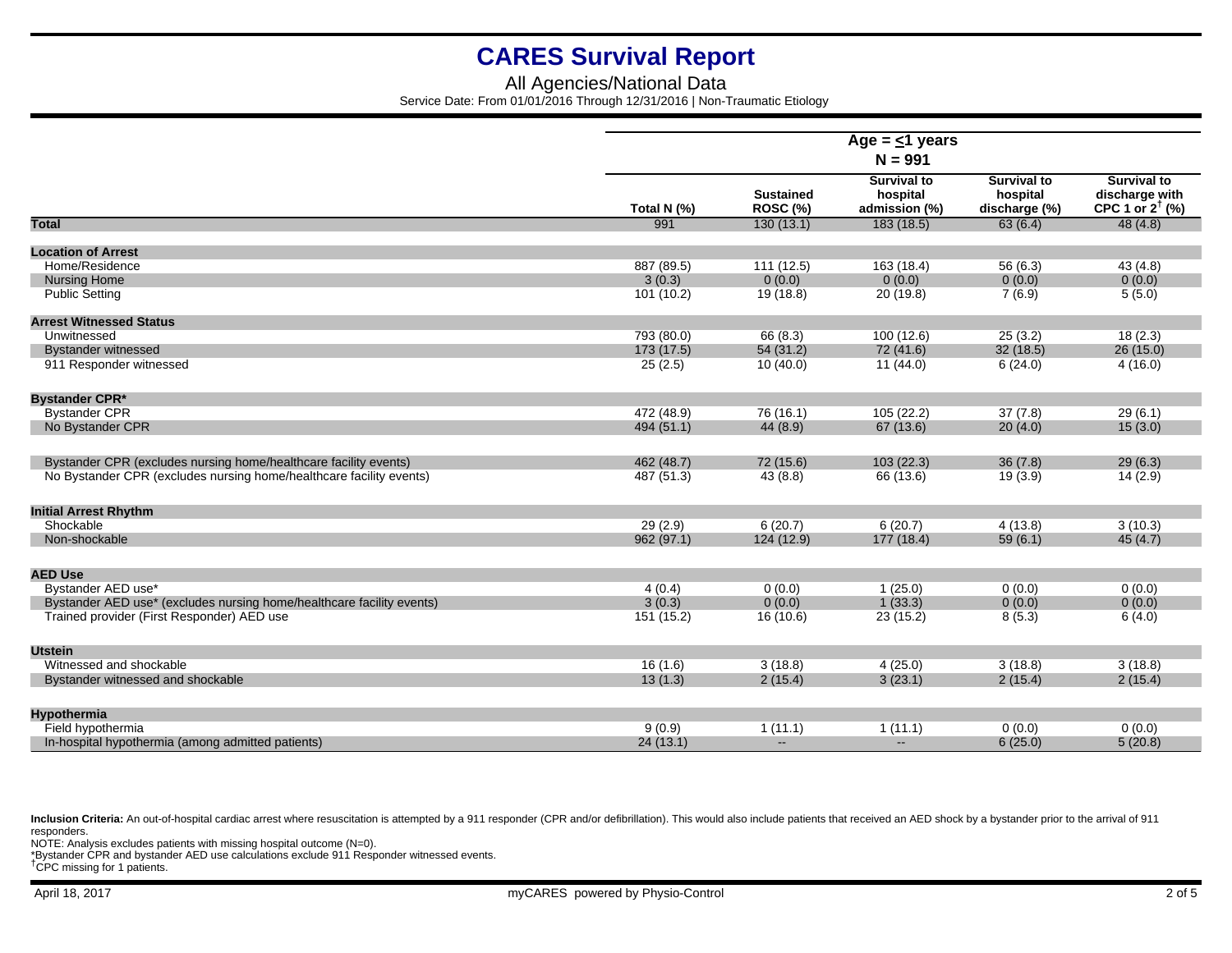# CARES Survival Report

All Agencies/National Data

Service Date: From 01/01/2016 Through 12/31/2016 | Non-Traumatic Etiology

| | Age = ≤1 years N = 991 | | | | |
|---|---|---|---|---|---|
| | Total N (%) | Sustained ROSC (%) | Survival to hospital admission (%) | Survival to hospital discharge (%) | Survival to discharge with CPC 1 or 2[†] (%) |
| **Total** | 991 | 130 (13.1) | 183 (18.5) | 63 (6.4) | 48 (4.8) |
| **Location of Arrest** | | | | | |
| Home/Residence | 887 (89.5) | 111 (12.5) | 163 (18.4) | 56 (6.3) | 43 (4.8) |
| Nursing Home | 3 (0.3) | 0 (0.0) | 0 (0.0) | 0 (0.0) | 0 (0.0) |
| Public Setting | 101 (10.2) | 19 (18.8) | 20 (19.8) | 7 (6.9) | 5 (5.0) |
| **Arrest Witnessed Status** | | | | | |
| Unwitnessed | 793 (80.0) | 66 (8.3) | 100 (12.6) | 25 (3.2) | 18 (2.3) |
| Bystander witnessed | 173 (17.5) | 54 (31.2) | 72 (41.6) | 32 (18.5) | 26 (15.0) |
| 911 Responder witnessed | 25 (2.5) | 10 (40.0) | 11 (44.0) | 6 (24.0) | 4 (16.0) |
| **Bystander CPR*** | | | | | |
| Bystander CPR | 472 (48.9) | 76 (16.1) | 105 (22.2) | 37 (7.8) | 29 (6.1) |
| No Bystander CPR | 494 (51.1) | 44 (8.9) | 67 (13.6) | 20 (4.0) | 15 (3.0) |
| Bystander CPR (excludes nursing home/healthcare facility events) | 462 (48.7) | 72 (15.6) | 103 (22.3) | 36 (7.8) | 29 (6.3) |
| No Bystander CPR (excludes nursing home/healthcare facility events) | 487 (51.3) | 43 (8.8) | 66 (13.6) | 19 (3.9) | 14 (2.9) |
| **Initial Arrest Rhythm** | | | | | |
| Shockable | 29 (2.9) | 6 (20.7) | 6 (20.7) | 4 (13.8) | 3 (10.3) |
| Non-shockable | 962 (97.1) | 124 (12.9) | 177 (18.4) | 59 (6.1) | 45 (4.7) |
| **AED Use** | | | | | |
| Bystander AED use* | 4 (0.4) | 0 (0.0) | 1 (25.0) | 0 (0.0) | 0 (0.0) |
| Bystander AED use* (excludes nursing home/healthcare facility events) | 3 (0.3) | 0 (0.0) | 1 (33.3) | 0 (0.0) | 0 (0.0) |
| Trained provider (First Responder) AED use | 151 (15.2) | 16 (10.6) | 23 (15.2) | 8 (5.3) | 6 (4.0) |
| **Utstein** | | | | | |
| Witnessed and shockable | 16 (1.6) | 3 (18.8) | 4 (25.0) | 3 (18.8) | 3 (18.8) |
| Bystander witnessed and shockable | 13 (1.3) | 2 (15.4) | 3 (23.1) | 2 (15.4) | 2 (15.4) |
| **Hypothermia** | | | | | |
| Field hypothermia | 9 (0.9) | 1 (11.1) | 1 (11.1) | 0 (0.0) | 0 (0.0) |
| In-hospital hypothermia (among admitted patients) | 24 (13.1) | -- | -- | 6 (25.0) | 5 (20.8) |

**Inclusion Criteria:** An out-of-hospital cardiac arrest where resuscitation is attempted by a 911 responder (CPR and/or defibrillation). This would also include patients that received an AED shock by a bystander prior to the arrival of 911 responders.

NOTE: Analysis excludes patients with missing hospital outcome (N=0).

*Bystander CPR and bystander AED use calculations exclude 911 Responder witnessed events.

[†]CPC missing for 1 patients.

April 18, 2017

myCARES powered by Physio-Control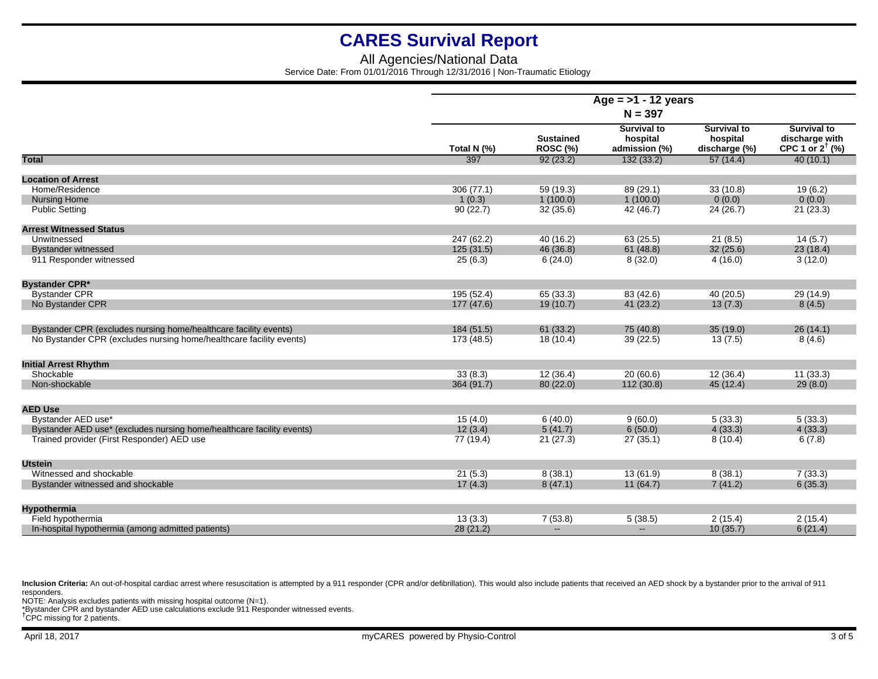# CARES Survival Report

All Agencies/National Data

Service Date: From 01/01/2016 Through 12/31/2016 | Non-Traumatic Etiology

| | Age = >1 - 12 years N = 397 | | | | |
|---|---|---|---|---|---|
| | Total N (%) | Sustained ROSC (%) | Survival to hospital admission (%) | Survival to hospital discharge (%) | Survival to discharge with CPC 1 or 2[†] (%) |
| **Total** | 397 | 92 (23.2) | 132 (33.2) | 57 (14.4) | 40 (10.1) |
| **Location of Arrest** | | | | | |
| Home/Residence | 306 (77.1) | 59 (19.3) | 89 (29.1) | 33 (10.8) | 19 (6.2) |
| Nursing Home | 1 (0.3) | 1 (100.0) | 1 (100.0) | 0 (0.0) | 0 (0.0) |
| Public Setting | 90 (22.7) | 32 (35.6) | 42 (46.7) | 24 (26.7) | 21 (23.3) |
| **Arrest Witnessed Status** | | | | | |
| Unwitnessed | 247 (62.2) | 40 (16.2) | 63 (25.5) | 21 (8.5) | 14 (5.7) |
| Bystander witnessed | 125 (31.5) | 46 (36.8) | 61 (48.8) | 32 (25.6) | 23 (18.4) |
| 911 Responder witnessed | 25 (6.3) | 6 (24.0) | 8 (32.0) | 4 (16.0) | 3 (12.0) |
| **Bystander CPR*** | | | | | |
| Bystander CPR | 195 (52.4) | 65 (33.3) | 83 (42.6) | 40 (20.5) | 29 (14.9) |
| No Bystander CPR | 177 (47.6) | 19 (10.7) | 41 (23.2) | 13 (7.3) | 8 (4.5) |
| Bystander CPR (excludes nursing home/healthcare facility events) | 184 (51.5) | 61 (33.2) | 75 (40.8) | 35 (19.0) | 26 (14.1) |
| No Bystander CPR (excludes nursing home/healthcare facility events) | 173 (48.5) | 18 (10.4) | 39 (22.5) | 13 (7.5) | 8 (4.6) |
| **Initial Arrest Rhythm** | | | | | |
| Shockable | 33 (8.3) | 12 (36.4) | 20 (60.6) | 12 (36.4) | 11 (33.3) |
| Non-shockable | 364 (91.7) | 80 (22.0) | 112 (30.8) | 45 (12.4) | 29 (8.0) |
| **AED Use** | | | | | |
| Bystander AED use* | 15 (4.0) | 6 (40.0) | 9 (60.0) | 5 (33.3) | 5 (33.3) |
| Bystander AED use* (excludes nursing home/healthcare facility events) | 12 (3.4) | 5 (41.7) | 6 (50.0) | 4 (33.3) | 4 (33.3) |
| Trained provider (First Responder) AED use | 77 (19.4) | 21 (27.3) | 27 (35.1) | 8 (10.4) | 6 (7.8) |
| **Utstein** | | | | | |
| Witnessed and shockable | 21 (5.3) | 8 (38.1) | 13 (61.9) | 8 (38.1) | 7 (33.3) |
| Bystander witnessed and shockable | 17 (4.3) | 8 (47.1) | 11 (64.7) | 7 (41.2) | 6 (35.3) |
| **Hypothermia** | | | | | |
| Field hypothermia | 13 (3.3) | 7 (53.8) | 5 (38.5) | 2 (15.4) | 2 (15.4) |
| In-hospital hypothermia (among admitted patients) | 28 (21.2) | -- | -- | 10 (35.7) | 6 (21.4) |

**Inclusion Criteria:** An out-of-hospital cardiac arrest where resuscitation is attempted by a 911 responder (CPR and/or defibrillation). This would also include patients that received an AED shock by a bystander prior to the arrival of 911 responders.

NOTE: Analysis excludes patients with missing hospital outcome (N=1).

*Bystander CPR and bystander AED use calculations exclude 911 Responder witnessed events.

[†]CPC missing for 2 patients.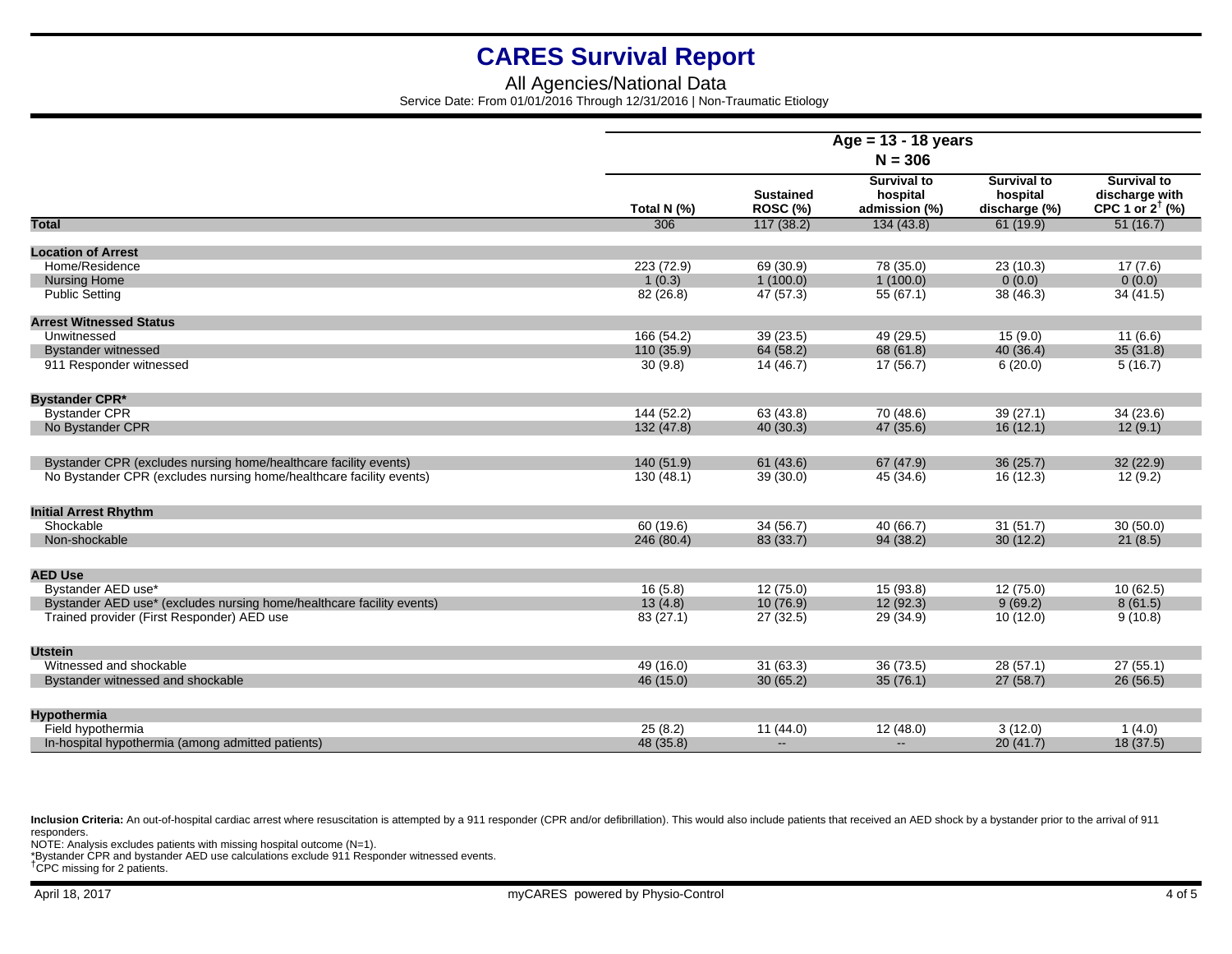# CARES Survival Report

All Agencies/National Data

Service Date: From 01/01/2016 Through 12/31/2016 | Non-Traumatic Etiology

| | Age = 13 - 18 years N = 306 | | | | |
|---|---|---|---|---|---|
| | Total N (%) | Sustained ROSC (%) | Survival to hospital admission (%) | Survival to hospital discharge (%) | Survival to discharge with CPC 1 or 2[†] (%) |
| **Total** | 306 | 117 (38.2) | 134 (43.8) | 61 (19.9) | 51 (16.7) |
| **Location of Arrest** | | | | | |
| Home/Residence | 223 (72.9) | 69 (30.9) | 78 (35.0) | 23 (10.3) | 17 (7.6) |
| Nursing Home | 1 (0.3) | 1 (100.0) | 1 (100.0) | 0 (0.0) | 0 (0.0) |
| Public Setting | 82 (26.8) | 47 (57.3) | 55 (67.1) | 38 (46.3) | 34 (41.5) |
| **Arrest Witnessed Status** | | | | | |
| Unwitnessed | 166 (54.2) | 39 (23.5) | 49 (29.5) | 15 (9.0) | 11 (6.6) |
| Bystander witnessed | 110 (35.9) | 64 (58.2) | 68 (61.8) | 40 (36.4) | 35 (31.8) |
| 911 Responder witnessed | 30 (9.8) | 14 (46.7) | 17 (56.7) | 6 (20.0) | 5 (16.7) |
| **Bystander CPR*** | | | | | |
| Bystander CPR | 144 (52.2) | 63 (43.8) | 70 (48.6) | 39 (27.1) | 34 (23.6) |
| No Bystander CPR | 132 (47.8) | 40 (30.3) | 47 (35.6) | 16 (12.1) | 12 (9.1) |
| Bystander CPR (excludes nursing home/healthcare facility events) | 140 (51.9) | 61 (43.6) | 67 (47.9) | 36 (25.7) | 32 (22.9) |
| No Bystander CPR (excludes nursing home/healthcare facility events) | 130 (48.1) | 39 (30.0) | 45 (34.6) | 16 (12.3) | 12 (9.2) |
| **Initial Arrest Rhythm** | | | | | |
| Shockable | 60 (19.6) | 34 (56.7) | 40 (66.7) | 31 (51.7) | 30 (50.0) |
| Non-shockable | 246 (80.4) | 83 (33.7) | 94 (38.2) | 30 (12.2) | 21 (8.5) |
| **AED Use** | | | | | |
| Bystander AED use* | 16 (5.8) | 12 (75.0) | 15 (93.8) | 12 (75.0) | 10 (62.5) |
| Bystander AED use* (excludes nursing home/healthcare facility events) | 13 (4.8) | 10 (76.9) | 12 (92.3) | 9 (69.2) | 8 (61.5) |
| Trained provider (First Responder) AED use | 83 (27.1) | 27 (32.5) | 29 (34.9) | 10 (12.0) | 9 (10.8) |
| **Utstein** | | | | | |
| Witnessed and shockable | 49 (16.0) | 31 (63.3) | 36 (73.5) | 28 (57.1) | 27 (55.1) |
| Bystander witnessed and shockable | 46 (15.0) | 30 (65.2) | 35 (76.1) | 27 (58.7) | 26 (56.5) |
| **Hypothermia** | | | | | |
| Field hypothermia | 25 (8.2) | 11 (44.0) | 12 (48.0) | 3 (12.0) | 1 (4.0) |
| In-hospital hypothermia (among admitted patients) | 48 (35.8) | -- | -- | 20 (41.7) | 18 (37.5) |

**Inclusion Criteria:** An out-of-hospital cardiac arrest where resuscitation is attempted by a 911 responder (CPR and/or defibrillation). This would also include patients that received an AED shock by a bystander prior to the arrival of 911 responders.

NOTE: Analysis excludes patients with missing hospital outcome (N=1).

*Bystander CPR and bystander AED use calculations exclude 911 Responder witnessed events.

[†]CPC missing for 2 patients.

April 18, 2017 — myCARES powered by Physio-Control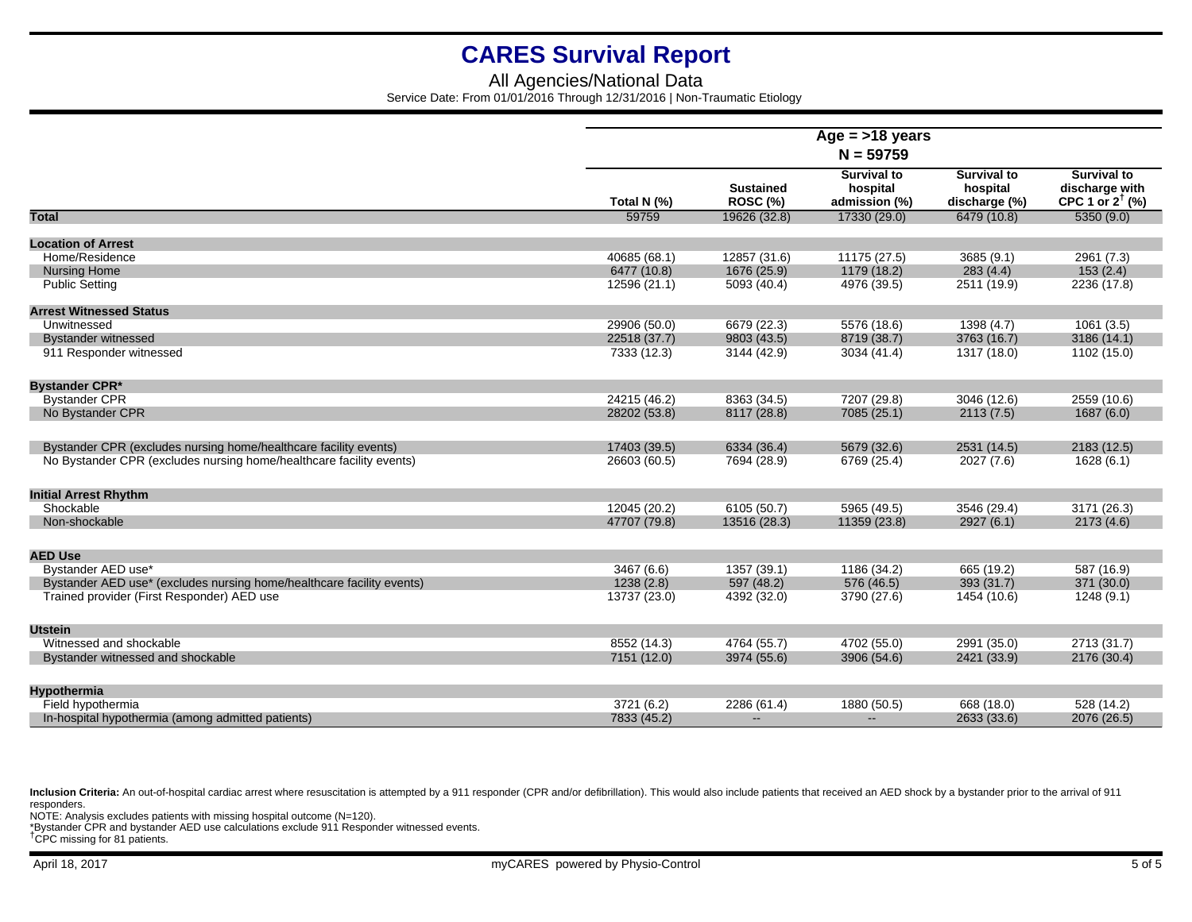# CARES Survival Report

All Agencies/National Data

Service Date: From 01/01/2016 Through 12/31/2016 | Non-Traumatic Etiology

| | Age = >18 years N = 59759 | | | | |
|---|---|---|---|---|---|
| | Total N (%) | Sustained ROSC (%) | Survival to hospital admission (%) | Survival to hospital discharge (%) | Survival to discharge with CPC 1 or 2[†] (%) |
| **Total** | 59759 | 19626 (32.8) | 17330 (29.0) | 6479 (10.8) | 5350 (9.0) |
| **Location of Arrest** | | | | | |
| Home/Residence | 40685 (68.1) | 12857 (31.6) | 11175 (27.5) | 3685 (9.1) | 2961 (7.3) |
| Nursing Home | 6477 (10.8) | 1676 (25.9) | 1179 (18.2) | 283 (4.4) | 153 (2.4) |
| Public Setting | 12596 (21.1) | 5093 (40.4) | 4976 (39.5) | 2511 (19.9) | 2236 (17.8) |
| **Arrest Witnessed Status** | | | | | |
| Unwitnessed | 29906 (50.0) | 6679 (22.3) | 5576 (18.6) | 1398 (4.7) | 1061 (3.5) |
| Bystander witnessed | 22518 (37.7) | 9803 (43.5) | 8719 (38.7) | 3763 (16.7) | 3186 (14.1) |
| 911 Responder witnessed | 7333 (12.3) | 3144 (42.9) | 3034 (41.4) | 1317 (18.0) | 1102 (15.0) |
| **Bystander CPR*** | | | | | |
| Bystander CPR | 24215 (46.2) | 8363 (34.5) | 7207 (29.8) | 3046 (12.6) | 2559 (10.6) |
| No Bystander CPR | 28202 (53.8) | 8117 (28.8) | 7085 (25.1) | 2113 (7.5) | 1687 (6.0) |
| Bystander CPR (excludes nursing home/healthcare facility events) | 17403 (39.5) | 6334 (36.4) | 5679 (32.6) | 2531 (14.5) | 2183 (12.5) |
| No Bystander CPR (excludes nursing home/healthcare facility events) | 26603 (60.5) | 7694 (28.9) | 6769 (25.4) | 2027 (7.6) | 1628 (6.1) |
| **Initial Arrest Rhythm** | | | | | |
| Shockable | 12045 (20.2) | 6105 (50.7) | 5965 (49.5) | 3546 (29.4) | 3171 (26.3) |
| Non-shockable | 47707 (79.8) | 13516 (28.3) | 11359 (23.8) | 2927 (6.1) | 2173 (4.6) |
| **AED Use** | | | | | |
| Bystander AED use* | 3467 (6.6) | 1357 (39.1) | 1186 (34.2) | 665 (19.2) | 587 (16.9) |
| Bystander AED use* (excludes nursing home/healthcare facility events) | 1238 (2.8) | 597 (48.2) | 576 (46.5) | 393 (31.7) | 371 (30.0) |
| Trained provider (First Responder) AED use | 13737 (23.0) | 4392 (32.0) | 3790 (27.6) | 1454 (10.6) | 1248 (9.1) |
| **Utstein** | | | | | |
| Witnessed and shockable | 8552 (14.3) | 4764 (55.7) | 4702 (55.0) | 2991 (35.0) | 2713 (31.7) |
| Bystander witnessed and shockable | 7151 (12.0) | 3974 (55.6) | 3906 (54.6) | 2421 (33.9) | 2176 (30.4) |
| **Hypothermia** | | | | | |
| Field hypothermia | 3721 (6.2) | 2286 (61.4) | 1880 (50.5) | 668 (18.0) | 528 (14.2) |
| In-hospital hypothermia (among admitted patients) | 7833 (45.2) | -- | -- | 2633 (33.6) | 2076 (26.5) |

**Inclusion Criteria:** An out-of-hospital cardiac arrest where resuscitation is attempted by a 911 responder (CPR and/or defibrillation). This would also include patients that received an AED shock by a bystander prior to the arrival of 911 responders.

NOTE: Analysis excludes patients with missing hospital outcome (N=120).

*Bystander CPR and bystander AED use calculations exclude 911 Responder witnessed events.

[†]CPC missing for 81 patients.

April 18, 2017

myCARES powered by Physio-Control